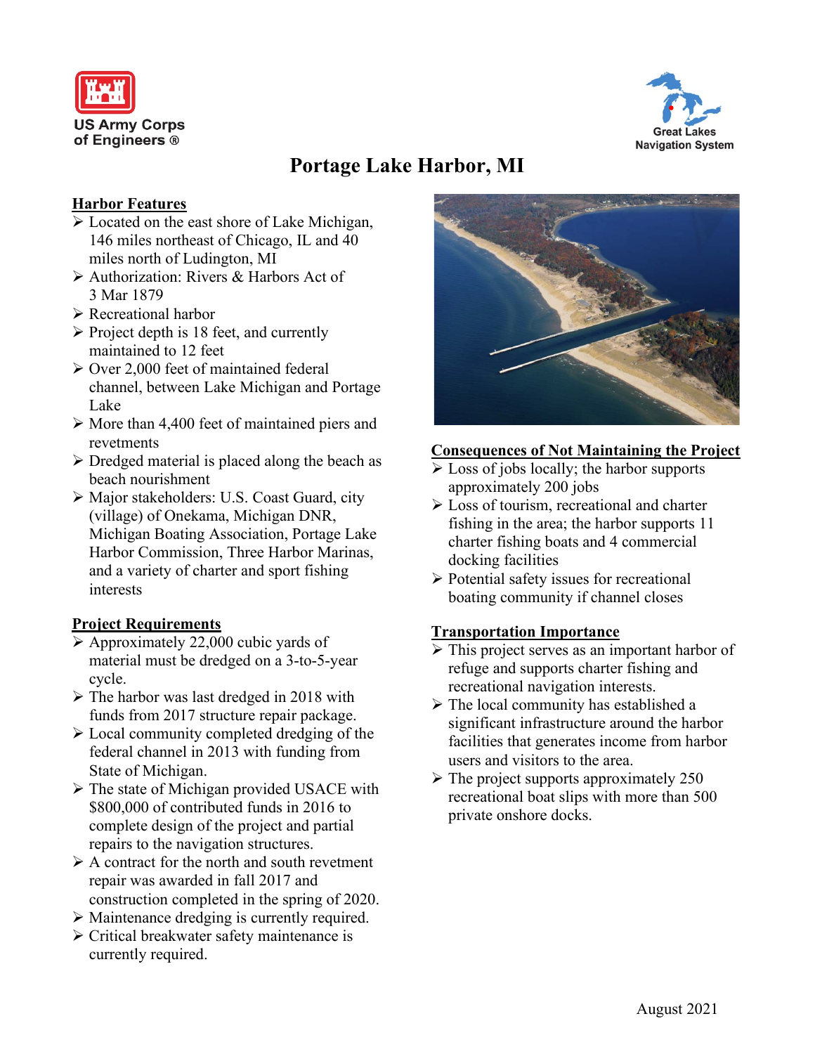US Army Corps of Engineers ®

Great Lakes Navigation System

# Portage Lake Harbor, MI

## Harbor Features

- Located on the east shore of Lake Michigan, 146 miles northeast of Chicago, IL and 40 miles north of Ludington, MI
- Authorization: Rivers & Harbors Act of 3 Mar 1879
- Recreational harbor
- Project depth is 18 feet, and currently maintained to 12 feet
- Over 2,000 feet of maintained federal channel, between Lake Michigan and Portage Lake
- More than 4,400 feet of maintained piers and revetments
- Dredged material is placed along the beach as beach nourishment
- Major stakeholders: U.S. Coast Guard, city (village) of Onekama, Michigan DNR, Michigan Boating Association, Portage Lake Harbor Commission, Three Harbor Marinas, and a variety of charter and sport fishing interests

## Project Requirements

- Approximately 22,000 cubic yards of material must be dredged on a 3-to-5-year cycle.
- The harbor was last dredged in 2018 with funds from 2017 structure repair package.
- Local community completed dredging of the federal channel in 2013 with funding from State of Michigan.
- The state of Michigan provided USACE with $800,000 of contributed funds in 2016 to complete design of the project and partial repairs to the navigation structures.
- A contract for the north and south revetment repair was awarded in fall 2017 and construction completed in the spring of 2020.
- Maintenance dredging is currently required.
- Critical breakwater safety maintenance is currently required.

## Consequences of Not Maintaining the Project

- Loss of jobs locally; the harbor supports approximately 200 jobs
- Loss of tourism, recreational and charter fishing in the area; the harbor supports 11 charter fishing boats and 4 commercial docking facilities
- Potential safety issues for recreational boating community if channel closes

## Transportation Importance

- This project serves as an important harbor of refuge and supports charter fishing and recreational navigation interests.
- The local community has established a significant infrastructure around the harbor facilities that generates income from harbor users and visitors to the area.
- The project supports approximately 250 recreational boat slips with more than 500 private onshore docks.

August 2021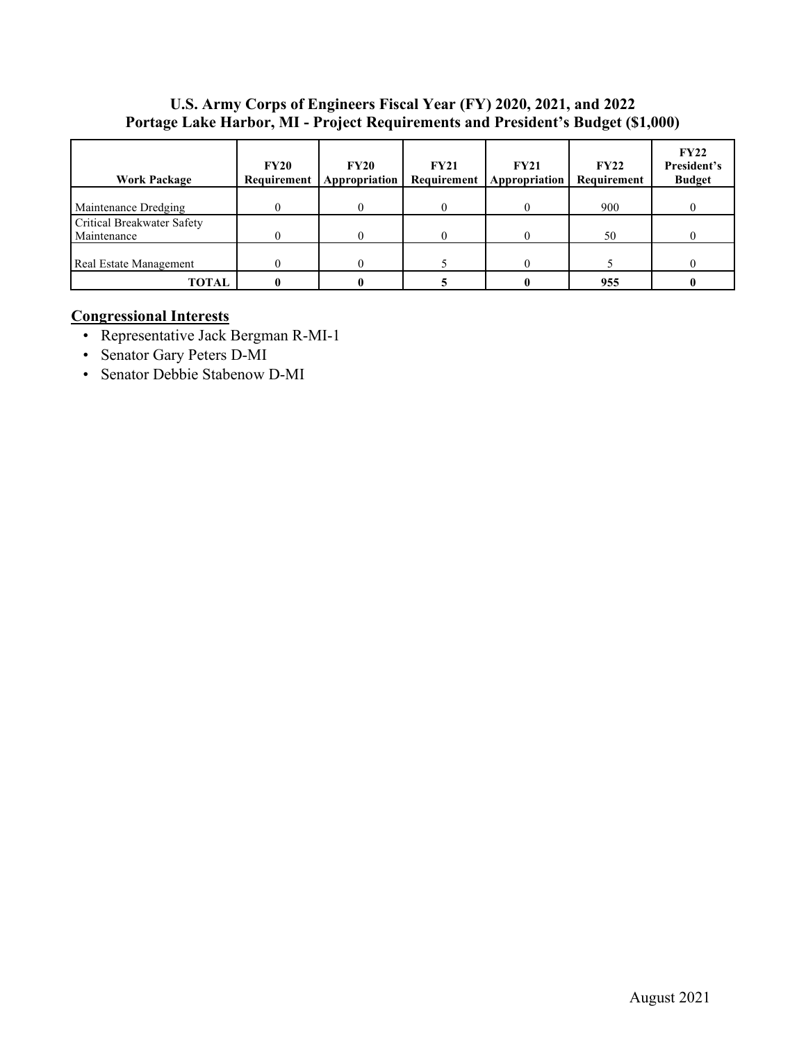**U.S. Army Corps of Engineers Fiscal Year (FY) 2020, 2021, and 2022**
**Portage Lake Harbor, MI - Project Requirements and President's Budget ($1,000)**

| Work Package | FY20 Requirement | FY20 Appropriation | FY21 Requirement | FY21 Appropriation | FY22 Requirement | FY22 President's Budget |
|---|---|---|---|---|---|---|
| Maintenance Dredging | 0 | 0 | 0 | 0 | 900 | 0 |
| Critical Breakwater Safety Maintenance | 0 | 0 | 0 | 0 | 50 | 0 |
| Real Estate Management | 0 | 0 | 5 | 0 | 5 | 0 |
| **TOTAL** | **0** | **0** | **5** | **0** | **955** | **0** |

## Congressional Interests

- Representative Jack Bergman R-MI-1
- Senator Gary Peters D-MI
- Senator Debbie Stabenow D-MI

August 2021